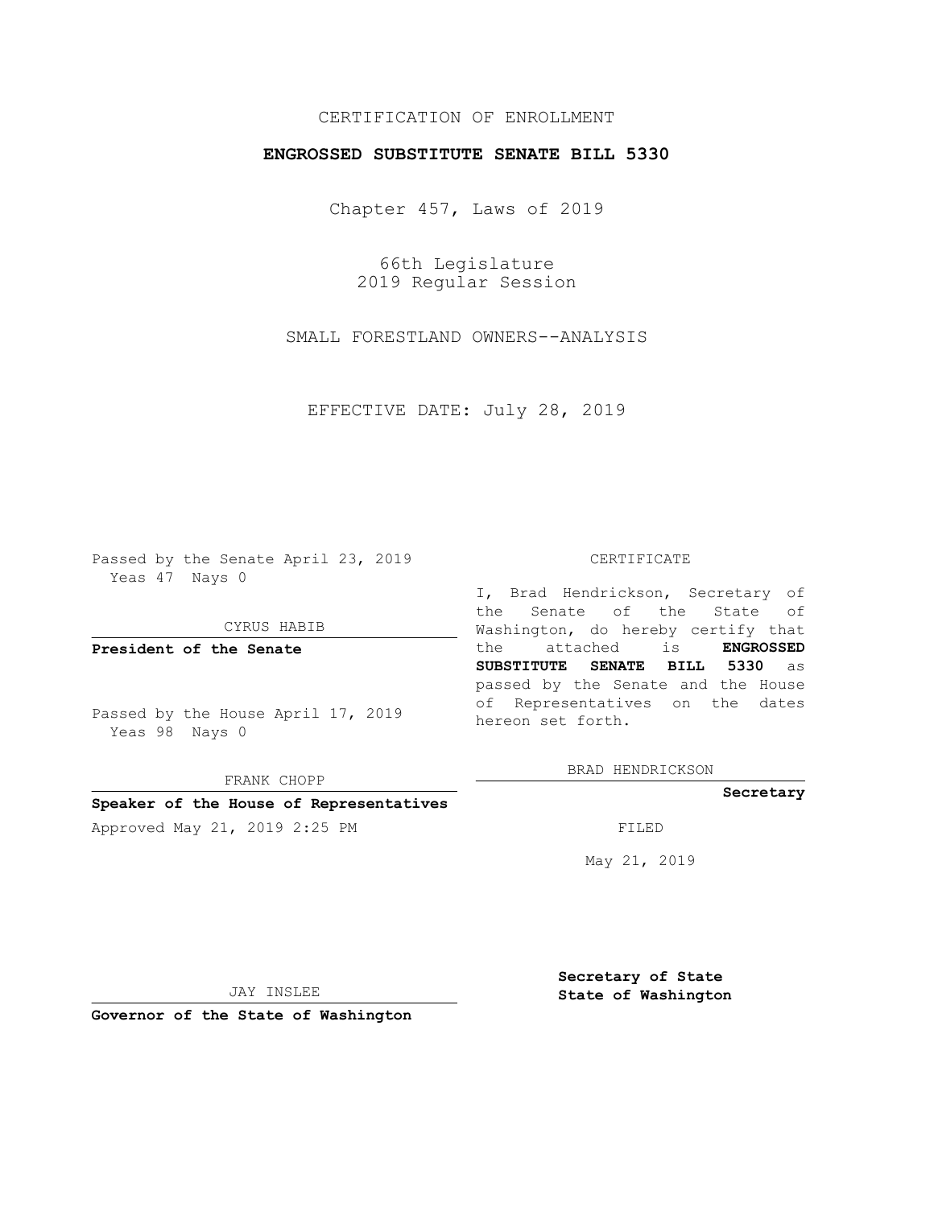CERTIFICATION OF ENROLLMENT

**ENGROSSED SUBSTITUTE SENATE BILL 5330**

Chapter 457, Laws of 2019

66th Legislature
2019 Regular Session

SMALL FORESTLAND OWNERS--ANALYSIS

EFFECTIVE DATE: July 28, 2019

Passed by the Senate April 23, 2019
Yeas 47 Nays 0

CYRUS HABIB

**President of the Senate**

Passed by the House April 17, 2019
Yeas 98 Nays 0

FRANK CHOPP

**Speaker of the House of Representatives**

Approved May 21, 2019 2:25 PM

JAY INSLEE

**Governor of the State of Washington**

CERTIFICATE

I, Brad Hendrickson, Secretary of the Senate of the State of Washington, do hereby certify that the attached is **ENGROSSED SUBSTITUTE SENATE BILL 5330** as passed by the Senate and the House of Representatives on the dates hereon set forth.

BRAD HENDRICKSON

**Secretary**

FILED

May 21, 2019

**Secretary of State**
**State of Washington**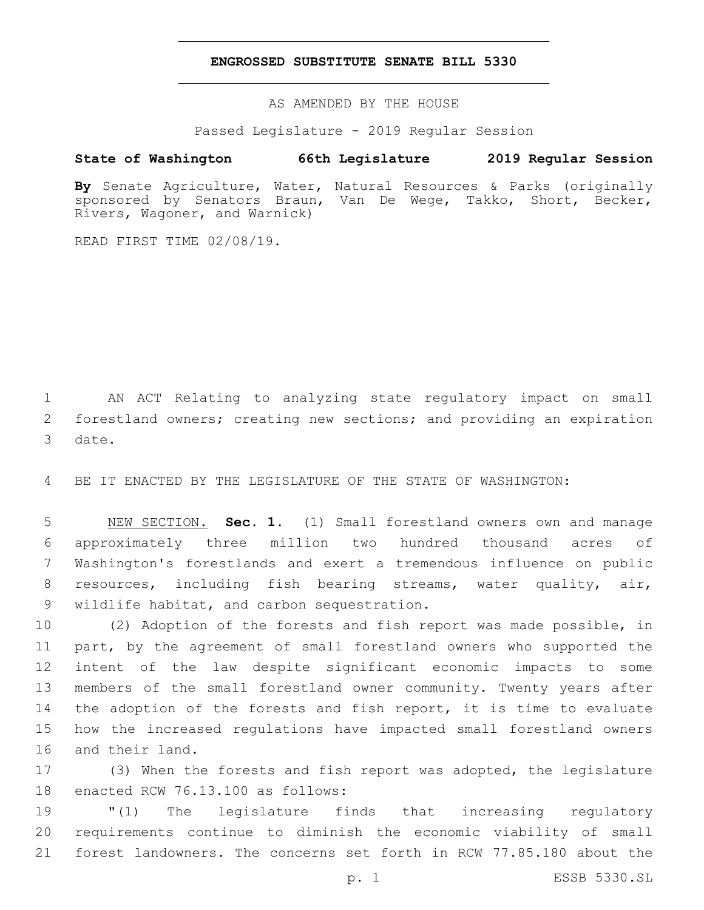# ENGROSSED SUBSTITUTE SENATE BILL 5330

AS AMENDED BY THE HOUSE

Passed Legislature - 2019 Regular Session

**State of Washington 66th Legislature 2019 Regular Session**

**By** Senate Agriculture, Water, Natural Resources & Parks (originally sponsored by Senators Braun, Van De Wege, Takko, Short, Becker, Rivers, Wagoner, and Warnick)

READ FIRST TIME 02/08/19.

AN ACT Relating to analyzing state regulatory impact on small forestland owners; creating new sections; and providing an expiration date.

BE IT ENACTED BY THE LEGISLATURE OF THE STATE OF WASHINGTON:

NEW SECTION. **Sec. 1.** (1) Small forestland owners own and manage approximately three million two hundred thousand acres of Washington's forestlands and exert a tremendous influence on public resources, including fish bearing streams, water quality, air, wildlife habitat, and carbon sequestration.

(2) Adoption of the forests and fish report was made possible, in part, by the agreement of small forestland owners who supported the intent of the law despite significant economic impacts to some members of the small forestland owner community. Twenty years after the adoption of the forests and fish report, it is time to evaluate how the increased regulations have impacted small forestland owners and their land.

(3) When the forests and fish report was adopted, the legislature enacted RCW 76.13.100 as follows:

"(1) The legislature finds that increasing regulatory requirements continue to diminish the economic viability of small forest landowners. The concerns set forth in RCW 77.85.180 about the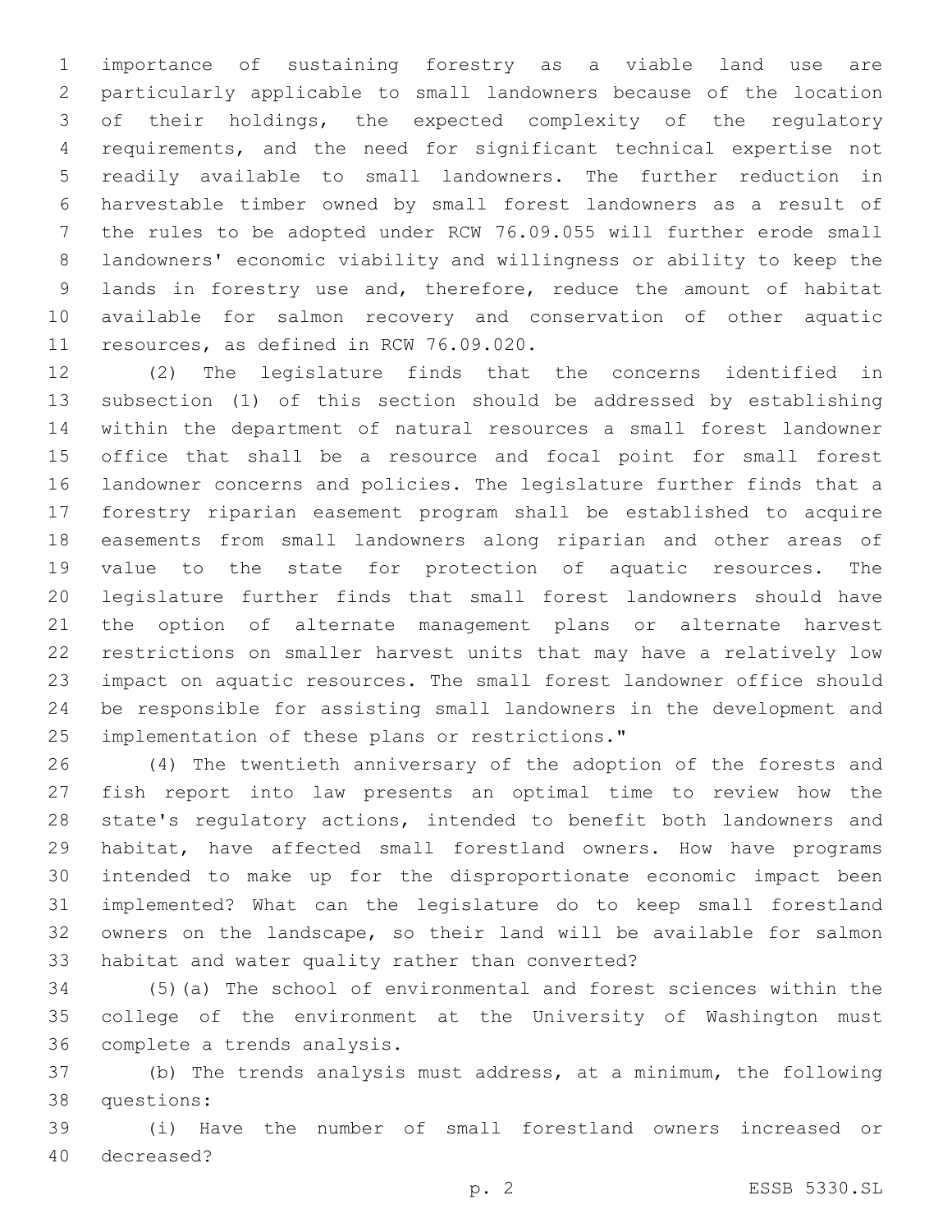importance of sustaining forestry as a viable land use are particularly applicable to small landowners because of the location of their holdings, the expected complexity of the regulatory requirements, and the need for significant technical expertise not readily available to small landowners. The further reduction in harvestable timber owned by small forest landowners as a result of the rules to be adopted under RCW 76.09.055 will further erode small landowners' economic viability and willingness or ability to keep the lands in forestry use and, therefore, reduce the amount of habitat available for salmon recovery and conservation of other aquatic resources, as defined in RCW 76.09.020.

(2) The legislature finds that the concerns identified in subsection (1) of this section should be addressed by establishing within the department of natural resources a small forest landowner office that shall be a resource and focal point for small forest landowner concerns and policies. The legislature further finds that a forestry riparian easement program shall be established to acquire easements from small landowners along riparian and other areas of value to the state for protection of aquatic resources. The legislature further finds that small forest landowners should have the option of alternate management plans or alternate harvest restrictions on smaller harvest units that may have a relatively low impact on aquatic resources. The small forest landowner office should be responsible for assisting small landowners in the development and implementation of these plans or restrictions."

(4) The twentieth anniversary of the adoption of the forests and fish report into law presents an optimal time to review how the state's regulatory actions, intended to benefit both landowners and habitat, have affected small forestland owners. How have programs intended to make up for the disproportionate economic impact been implemented? What can the legislature do to keep small forestland owners on the landscape, so their land will be available for salmon habitat and water quality rather than converted?

(5)(a) The school of environmental and forest sciences within the college of the environment at the University of Washington must complete a trends analysis.

(b) The trends analysis must address, at a minimum, the following questions:

(i) Have the number of small forestland owners increased or decreased?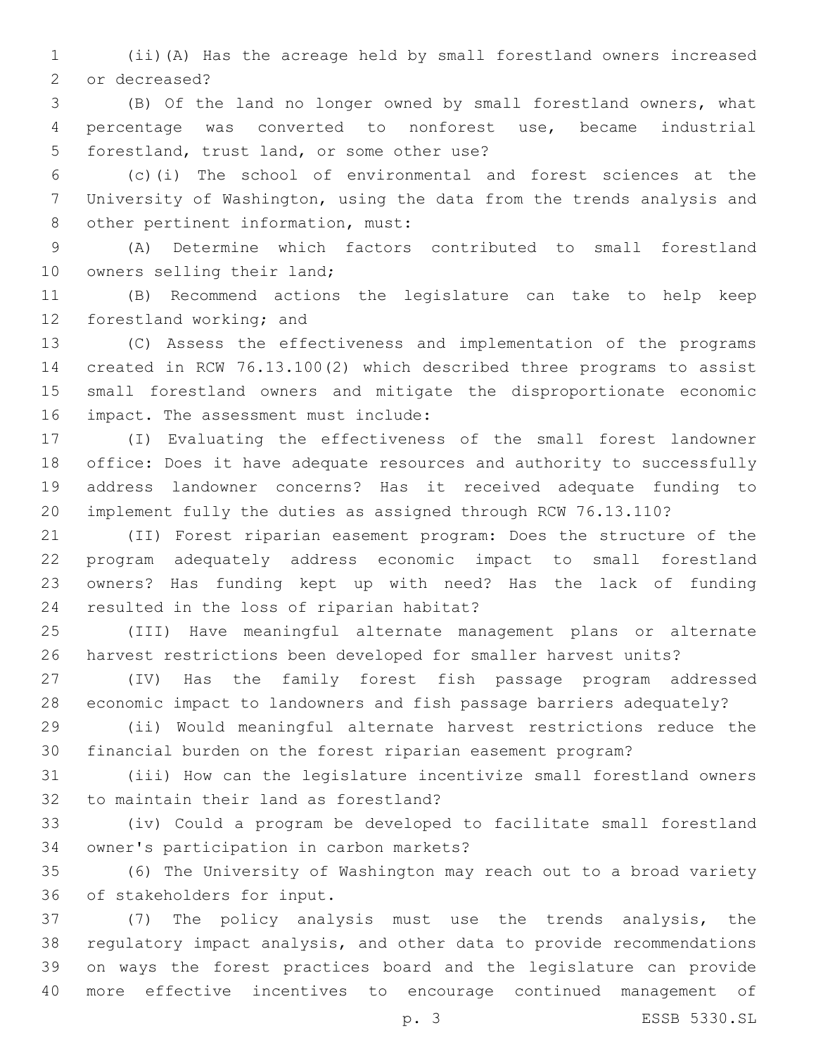(ii)(A) Has the acreage held by small forestland owners increased or decreased?

(B) Of the land no longer owned by small forestland owners, what percentage was converted to nonforest use, became industrial forestland, trust land, or some other use?

(c)(i) The school of environmental and forest sciences at the University of Washington, using the data from the trends analysis and other pertinent information, must:

(A) Determine which factors contributed to small forestland owners selling their land;

(B) Recommend actions the legislature can take to help keep forestland working; and

(C) Assess the effectiveness and implementation of the programs created in RCW 76.13.100(2) which described three programs to assist small forestland owners and mitigate the disproportionate economic impact. The assessment must include:

(I) Evaluating the effectiveness of the small forest landowner office: Does it have adequate resources and authority to successfully address landowner concerns? Has it received adequate funding to implement fully the duties as assigned through RCW 76.13.110?

(II) Forest riparian easement program: Does the structure of the program adequately address economic impact to small forestland owners? Has funding kept up with need? Has the lack of funding resulted in the loss of riparian habitat?

(III) Have meaningful alternate management plans or alternate harvest restrictions been developed for smaller harvest units?

(IV) Has the family forest fish passage program addressed economic impact to landowners and fish passage barriers adequately?

(ii) Would meaningful alternate harvest restrictions reduce the financial burden on the forest riparian easement program?

(iii) How can the legislature incentivize small forestland owners to maintain their land as forestland?

(iv) Could a program be developed to facilitate small forestland owner's participation in carbon markets?

(6) The University of Washington may reach out to a broad variety of stakeholders for input.

(7) The policy analysis must use the trends analysis, the regulatory impact analysis, and other data to provide recommendations on ways the forest practices board and the legislature can provide more effective incentives to encourage continued management of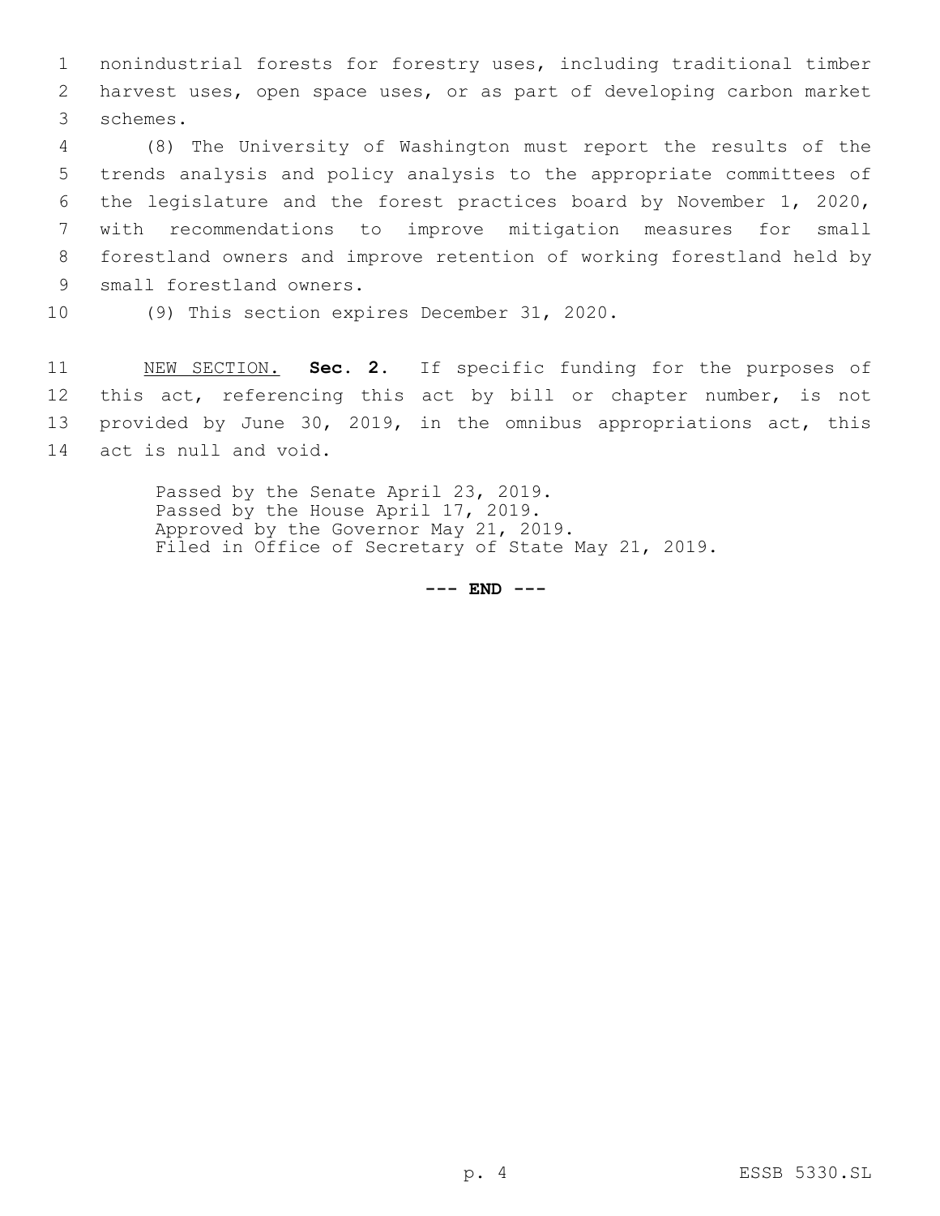nonindustrial forests for forestry uses, including traditional timber harvest uses, open space uses, or as part of developing carbon market schemes.

(8) The University of Washington must report the results of the trends analysis and policy analysis to the appropriate committees of the legislature and the forest practices board by November 1, 2020, with recommendations to improve mitigation measures for small forestland owners and improve retention of working forestland held by small forestland owners.

(9) This section expires December 31, 2020.

NEW SECTION. **Sec. 2.** If specific funding for the purposes of this act, referencing this act by bill or chapter number, is not provided by June 30, 2019, in the omnibus appropriations act, this act is null and void.

Passed by the Senate April 23, 2019.
Passed by the House April 17, 2019.
Approved by the Governor May 21, 2019.
Filed in Office of Secretary of State May 21, 2019.

**--- END ---**